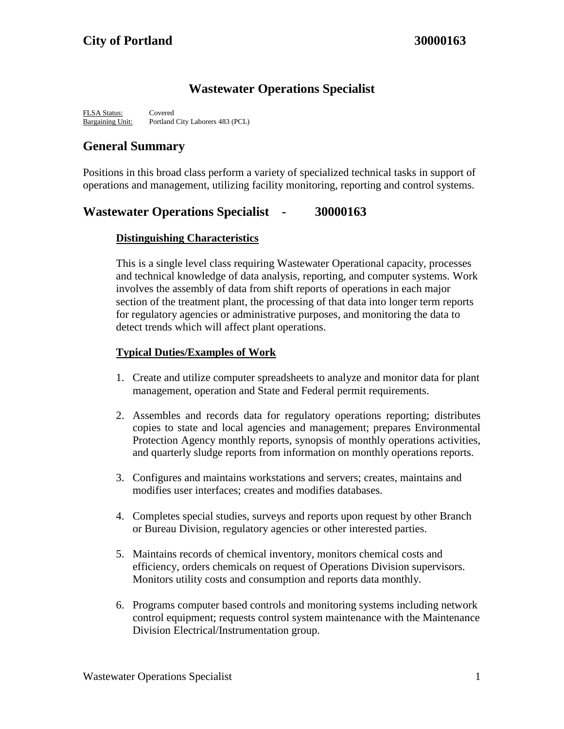# City of Portland 30000163

## Wastewater Operations Specialist

FLSA Status: Covered
Bargaining Unit: Portland City Laborers 483 (PCL)

## General Summary

Positions in this broad class perform a variety of specialized technical tasks in support of operations and management, utilizing facility monitoring, reporting and control systems.

## Wastewater Operations Specialist - 30000163

### Distinguishing Characteristics

This is a single level class requiring Wastewater Operational capacity, processes and technical knowledge of data analysis, reporting, and computer systems. Work involves the assembly of data from shift reports of operations in each major section of the treatment plant, the processing of that data into longer term reports for regulatory agencies or administrative purposes, and monitoring the data to detect trends which will affect plant operations.

### Typical Duties/Examples of Work

1. Create and utilize computer spreadsheets to analyze and monitor data for plant management, operation and State and Federal permit requirements.
2. Assembles and records data for regulatory operations reporting; distributes copies to state and local agencies and management; prepares Environmental Protection Agency monthly reports, synopsis of monthly operations activities, and quarterly sludge reports from information on monthly operations reports.
3. Configures and maintains workstations and servers; creates, maintains and modifies user interfaces; creates and modifies databases.
4. Completes special studies, surveys and reports upon request by other Branch or Bureau Division, regulatory agencies or other interested parties.
5. Maintains records of chemical inventory, monitors chemical costs and efficiency, orders chemicals on request of Operations Division supervisors. Monitors utility costs and consumption and reports data monthly.
6. Programs computer based controls and monitoring systems including network control equipment; requests control system maintenance with the Maintenance Division Electrical/Instrumentation group.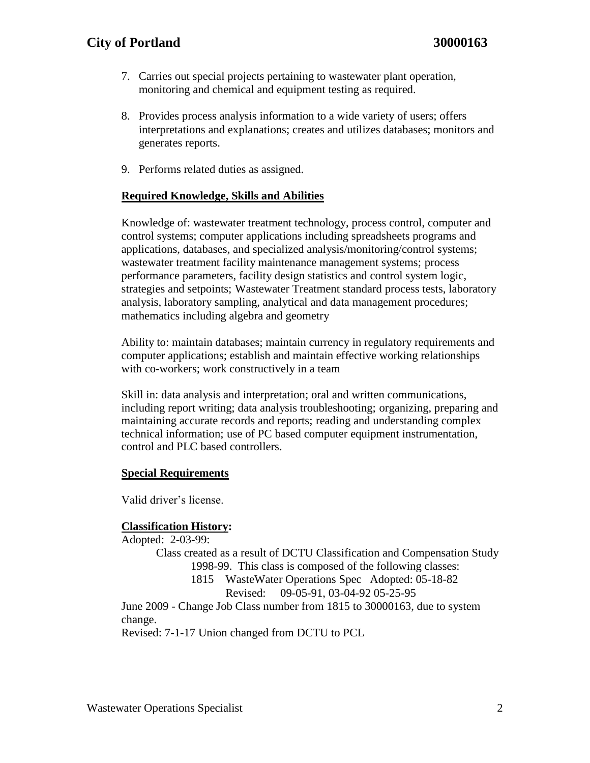7. Carries out special projects pertaining to wastewater plant operation, monitoring and chemical and equipment testing as required.

8. Provides process analysis information to a wide variety of users; offers interpretations and explanations; creates and utilizes databases; monitors and generates reports.

9. Performs related duties as assigned.

## Required Knowledge, Skills and Abilities

Knowledge of: wastewater treatment technology, process control, computer and control systems; computer applications including spreadsheets programs and applications, databases, and specialized analysis/monitoring/control systems; wastewater treatment facility maintenance management systems; process performance parameters, facility design statistics and control system logic, strategies and setpoints; Wastewater Treatment standard process tests, laboratory analysis, laboratory sampling, analytical and data management procedures; mathematics including algebra and geometry

Ability to: maintain databases; maintain currency in regulatory requirements and computer applications; establish and maintain effective working relationships with co-workers; work constructively in a team

Skill in: data analysis and interpretation; oral and written communications, including report writing; data analysis troubleshooting; organizing, preparing and maintaining accurate records and reports; reading and understanding complex technical information; use of PC based computer equipment instrumentation, control and PLC based controllers.

## Special Requirements

Valid driver's license.

## Classification History:

Adopted: 2-03-99:

Class created as a result of DCTU Classification and Compensation Study 1998-99. This class is composed of the following classes:

1815 WasteWater Operations Spec Adopted: 05-18-82
Revised: 09-05-91, 03-04-92 05-25-95

June 2009 - Change Job Class number from 1815 to 30000163, due to system change.

Revised: 7-1-17 Union changed from DCTU to PCL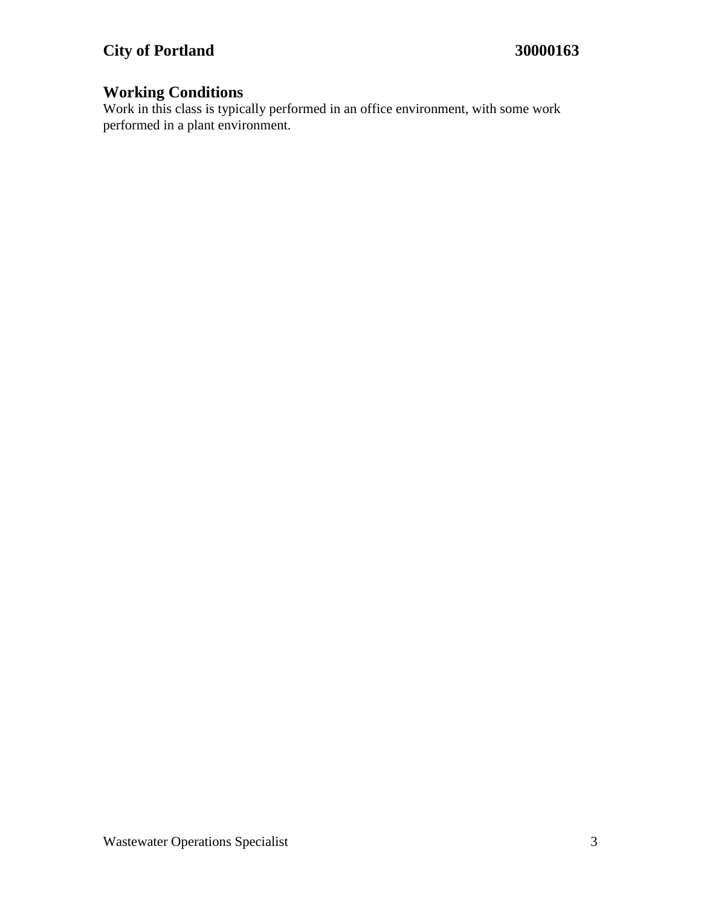## Working Conditions

Work in this class is typically performed in an office environment, with some work performed in a plant environment.